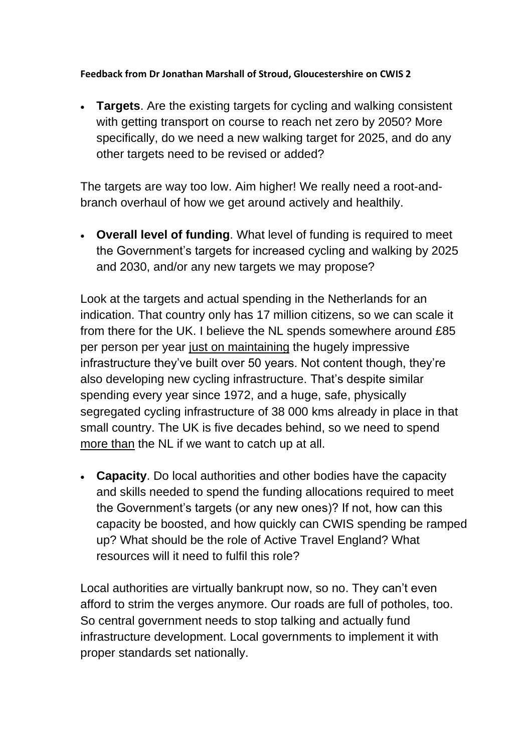**Feedback from Dr Jonathan Marshall of Stroud, Gloucestershire on CWIS 2**

- **Targets**. Are the existing targets for cycling and walking consistent with getting transport on course to reach net zero by 2050? More specifically, do we need a new walking target for 2025, and do any other targets need to be revised or added?

The targets are way too low. Aim higher! We really need a root-and-branch overhaul of how we get around actively and healthily.

- **Overall level of funding**. What level of funding is required to meet the Government's targets for increased cycling and walking by 2025 and 2030, and/or any new targets we may propose?

Look at the targets and actual spending in the Netherlands for an indication. That country only has 17 million citizens, so we can scale it from there for the UK. I believe the NL spends somewhere around £85 per person per year <u>just on maintaining</u> the hugely impressive infrastructure they've built over 50 years. Not content though, they're also developing new cycling infrastructure. That's despite similar spending every year since 1972, and a huge, safe, physically segregated cycling infrastructure of 38 000 kms already in place in that small country. The UK is five decades behind, so we need to spend <u>more than</u> the NL if we want to catch up at all.

- **Capacity**. Do local authorities and other bodies have the capacity and skills needed to spend the funding allocations required to meet the Government's targets (or any new ones)? If not, how can this capacity be boosted, and how quickly can CWIS spending be ramped up? What should be the role of Active Travel England? What resources will it need to fulfil this role?

Local authorities are virtually bankrupt now, so no. They can't even afford to strim the verges anymore. Our roads are full of potholes, too. So central government needs to stop talking and actually fund infrastructure development. Local governments to implement it with proper standards set nationally.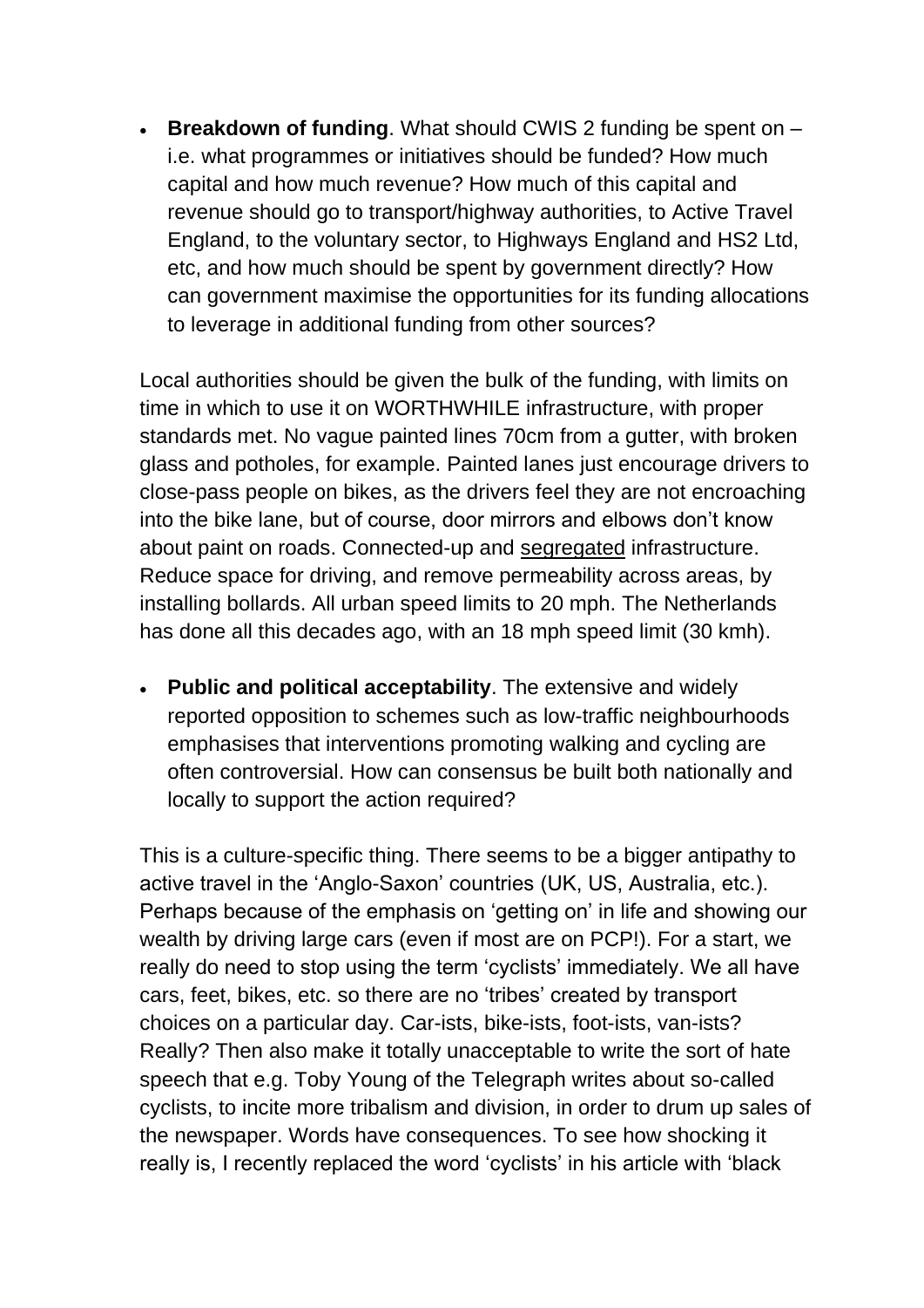- **Breakdown of funding**. What should CWIS 2 funding be spent on – i.e. what programmes or initiatives should be funded? How much capital and how much revenue? How much of this capital and revenue should go to transport/highway authorities, to Active Travel England, to the voluntary sector, to Highways England and HS2 Ltd, etc, and how much should be spent by government directly? How can government maximise the opportunities for its funding allocations to leverage in additional funding from other sources?

Local authorities should be given the bulk of the funding, with limits on time in which to use it on WORTHWHILE infrastructure, with proper standards met. No vague painted lines 70cm from a gutter, with broken glass and potholes, for example. Painted lanes just encourage drivers to close-pass people on bikes, as the drivers feel they are not encroaching into the bike lane, but of course, door mirrors and elbows don't know about paint on roads. Connected-up and <u>segregated</u> infrastructure. Reduce space for driving, and remove permeability across areas, by installing bollards. All urban speed limits to 20 mph. The Netherlands has done all this decades ago, with an 18 mph speed limit (30 kmh).

- **Public and political acceptability**. The extensive and widely reported opposition to schemes such as low-traffic neighbourhoods emphasises that interventions promoting walking and cycling are often controversial. How can consensus be built both nationally and locally to support the action required?

This is a culture-specific thing. There seems to be a bigger antipathy to active travel in the 'Anglo-Saxon' countries (UK, US, Australia, etc.). Perhaps because of the emphasis on 'getting on' in life and showing our wealth by driving large cars (even if most are on PCP!). For a start, we really do need to stop using the term 'cyclists' immediately. We all have cars, feet, bikes, etc. so there are no 'tribes' created by transport choices on a particular day. Car-ists, bike-ists, foot-ists, van-ists? Really? Then also make it totally unacceptable to write the sort of hate speech that e.g. Toby Young of the Telegraph writes about so-called cyclists, to incite more tribalism and division, in order to drum up sales of the newspaper. Words have consequences. To see how shocking it really is, I recently replaced the word 'cyclists' in his article with 'black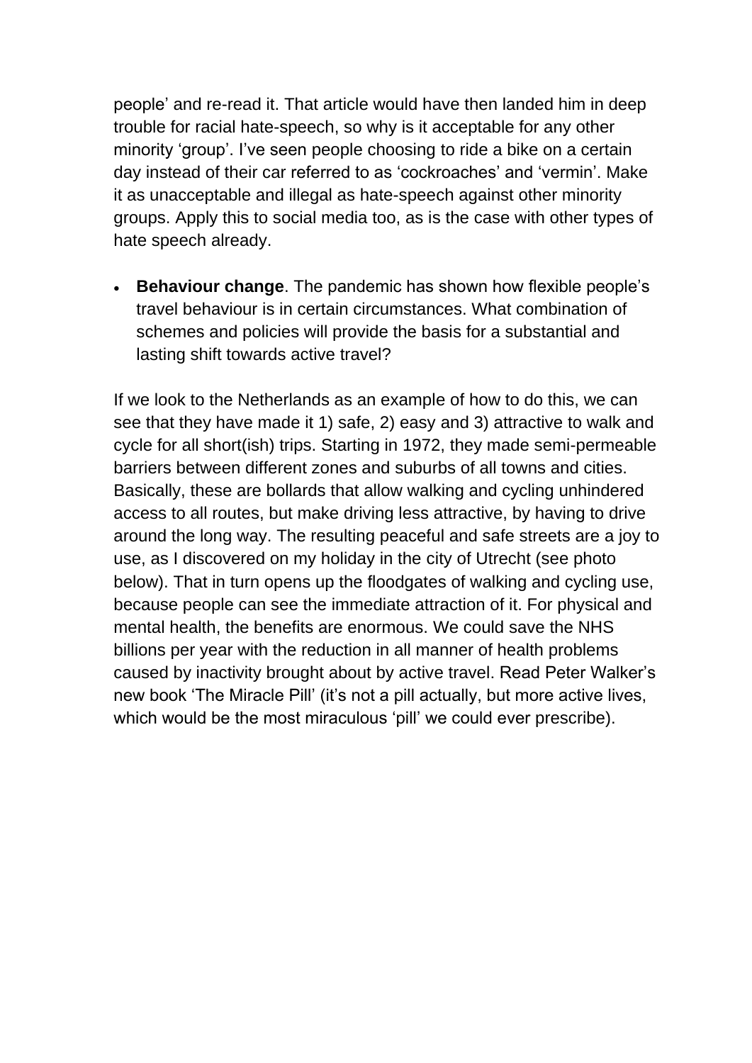people' and re-read it. That article would have then landed him in deep trouble for racial hate-speech, so why is it acceptable for any other minority 'group'. I've seen people choosing to ride a bike on a certain day instead of their car referred to as 'cockroaches' and 'vermin'. Make it as unacceptable and illegal as hate-speech against other minority groups. Apply this to social media too, as is the case with other types of hate speech already.

- **Behaviour change**. The pandemic has shown how flexible people's travel behaviour is in certain circumstances. What combination of schemes and policies will provide the basis for a substantial and lasting shift towards active travel?

If we look to the Netherlands as an example of how to do this, we can see that they have made it 1) safe, 2) easy and 3) attractive to walk and cycle for all short(ish) trips. Starting in 1972, they made semi-permeable barriers between different zones and suburbs of all towns and cities. Basically, these are bollards that allow walking and cycling unhindered access to all routes, but make driving less attractive, by having to drive around the long way. The resulting peaceful and safe streets are a joy to use, as I discovered on my holiday in the city of Utrecht (see photo below). That in turn opens up the floodgates of walking and cycling use, because people can see the immediate attraction of it. For physical and mental health, the benefits are enormous. We could save the NHS billions per year with the reduction in all manner of health problems caused by inactivity brought about by active travel. Read Peter Walker's new book 'The Miracle Pill' (it's not a pill actually, but more active lives, which would be the most miraculous 'pill' we could ever prescribe).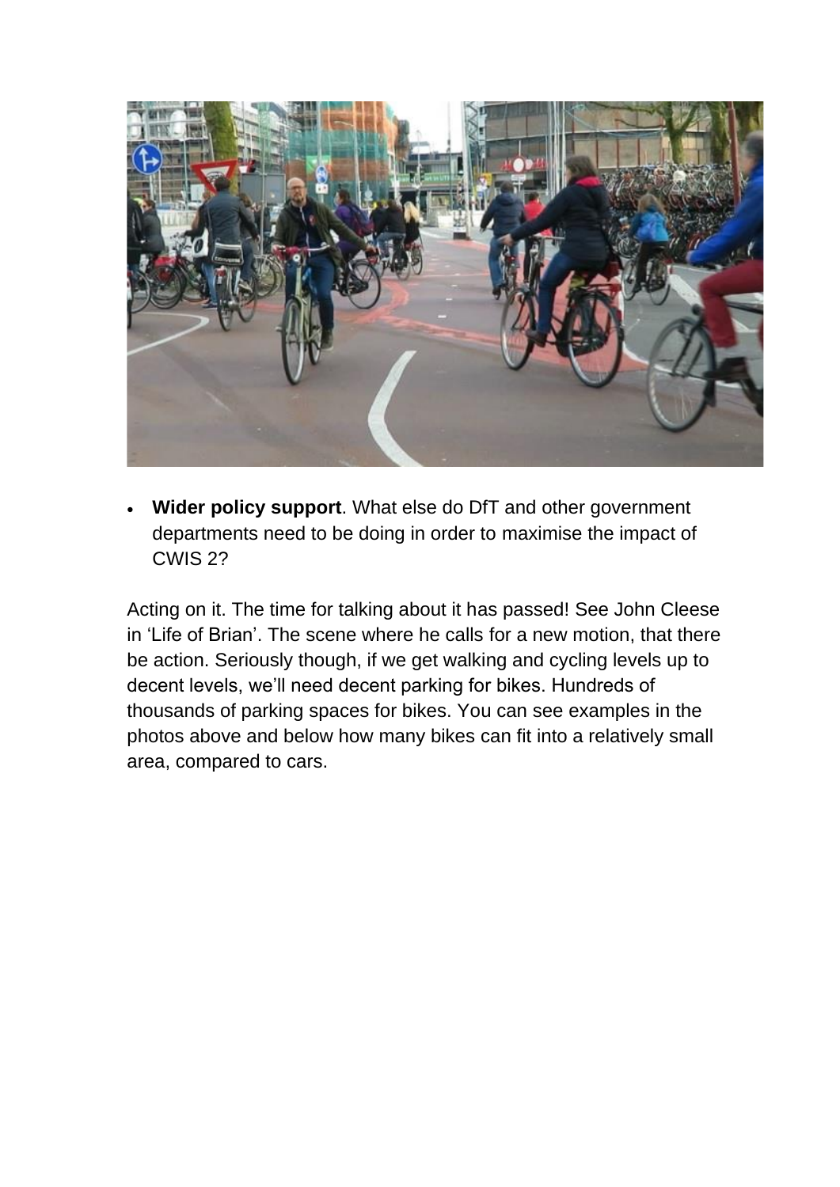- **Wider policy support**. What else do DfT and other government departments need to be doing in order to maximise the impact of CWIS 2?

Acting on it. The time for talking about it has passed! See John Cleese in 'Life of Brian'. The scene where he calls for a new motion, that there be action. Seriously though, if we get walking and cycling levels up to decent levels, we'll need decent parking for bikes. Hundreds of thousands of parking spaces for bikes. You can see examples in the photos above and below how many bikes can fit into a relatively small area, compared to cars.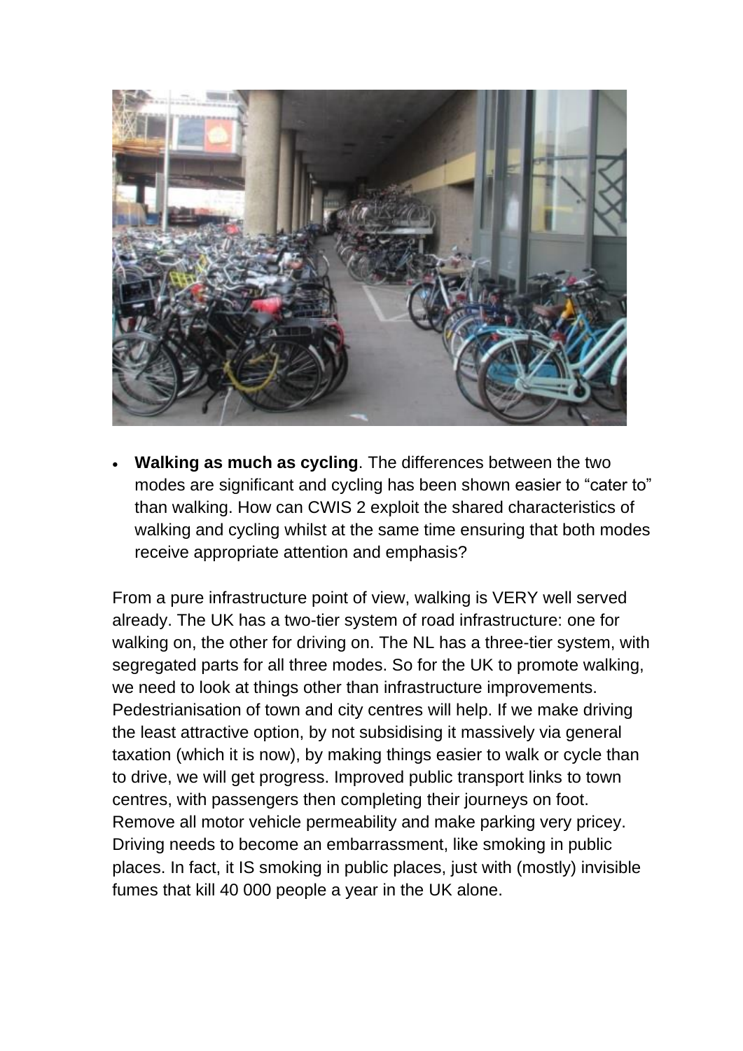- **Walking as much as cycling**. The differences between the two modes are significant and cycling has been shown easier to "cater to" than walking. How can CWIS 2 exploit the shared characteristics of walking and cycling whilst at the same time ensuring that both modes receive appropriate attention and emphasis?

From a pure infrastructure point of view, walking is VERY well served already. The UK has a two-tier system of road infrastructure: one for walking on, the other for driving on. The NL has a three-tier system, with segregated parts for all three modes. So for the UK to promote walking, we need to look at things other than infrastructure improvements. Pedestrianisation of town and city centres will help. If we make driving the least attractive option, by not subsidising it massively via general taxation (which it is now), by making things easier to walk or cycle than to drive, we will get progress. Improved public transport links to town centres, with passengers then completing their journeys on foot. Remove all motor vehicle permeability and make parking very pricey. Driving needs to become an embarrassment, like smoking in public places. In fact, it IS smoking in public places, just with (mostly) invisible fumes that kill 40 000 people a year in the UK alone.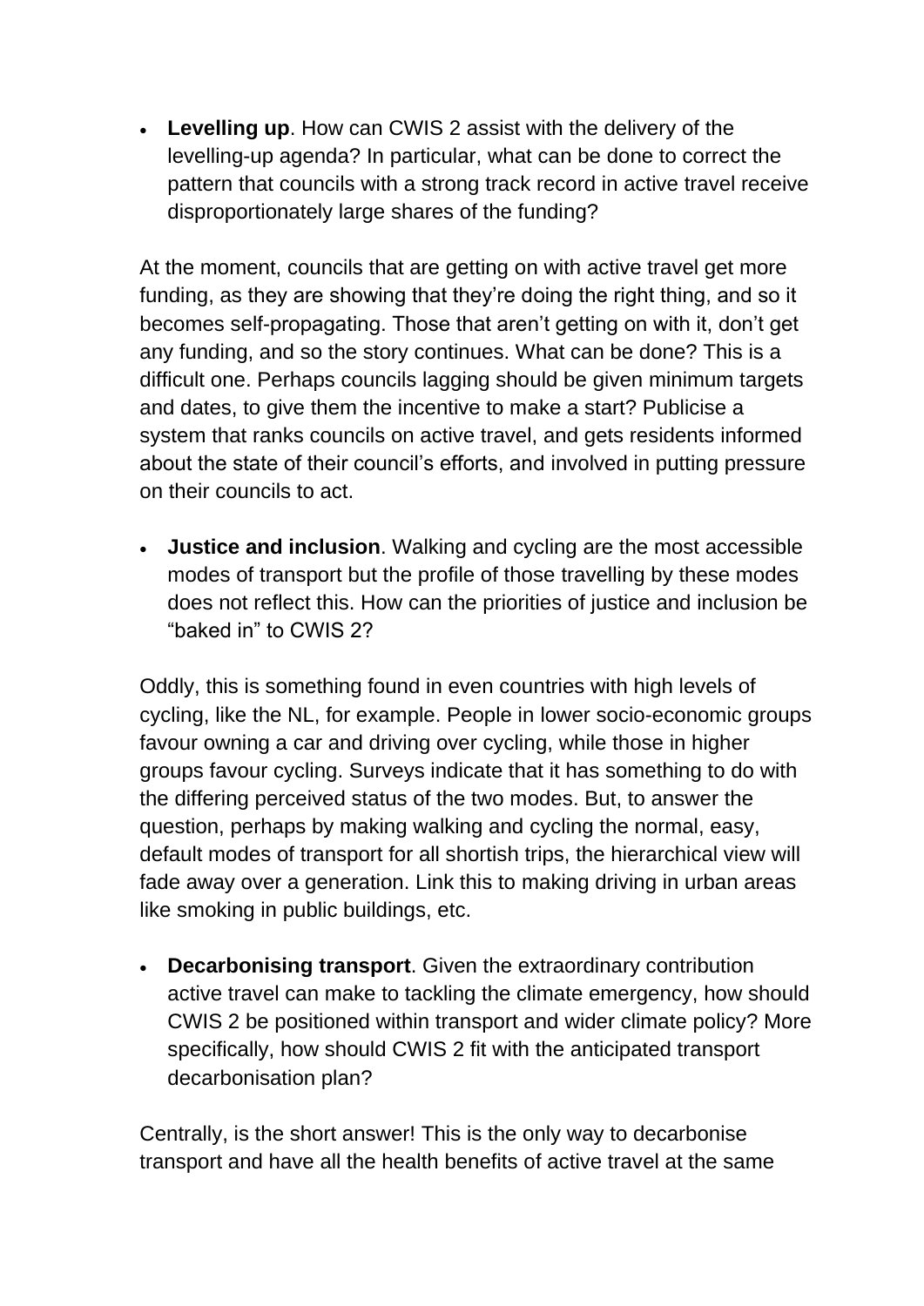- **Levelling up**. How can CWIS 2 assist with the delivery of the levelling-up agenda? In particular, what can be done to correct the pattern that councils with a strong track record in active travel receive disproportionately large shares of the funding?

At the moment, councils that are getting on with active travel get more funding, as they are showing that they're doing the right thing, and so it becomes self-propagating. Those that aren't getting on with it, don't get any funding, and so the story continues. What can be done? This is a difficult one. Perhaps councils lagging should be given minimum targets and dates, to give them the incentive to make a start? Publicise a system that ranks councils on active travel, and gets residents informed about the state of their council's efforts, and involved in putting pressure on their councils to act.

- **Justice and inclusion**. Walking and cycling are the most accessible modes of transport but the profile of those travelling by these modes does not reflect this. How can the priorities of justice and inclusion be "baked in" to CWIS 2?

Oddly, this is something found in even countries with high levels of cycling, like the NL, for example. People in lower socio-economic groups favour owning a car and driving over cycling, while those in higher groups favour cycling. Surveys indicate that it has something to do with the differing perceived status of the two modes. But, to answer the question, perhaps by making walking and cycling the normal, easy, default modes of transport for all shortish trips, the hierarchical view will fade away over a generation. Link this to making driving in urban areas like smoking in public buildings, etc.

- **Decarbonising transport**. Given the extraordinary contribution active travel can make to tackling the climate emergency, how should CWIS 2 be positioned within transport and wider climate policy? More specifically, how should CWIS 2 fit with the anticipated transport decarbonisation plan?

Centrally, is the short answer! This is the only way to decarbonise transport and have all the health benefits of active travel at the same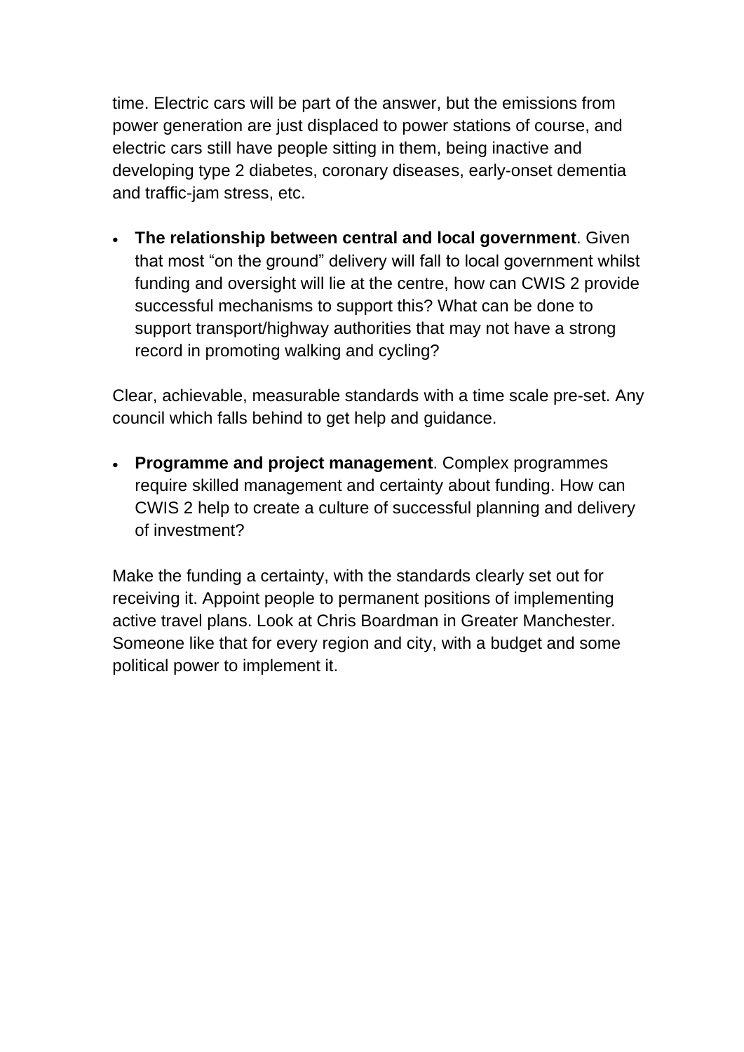time. Electric cars will be part of the answer, but the emissions from power generation are just displaced to power stations of course, and electric cars still have people sitting in them, being inactive and developing type 2 diabetes, coronary diseases, early-onset dementia and traffic-jam stress, etc.

- **The relationship between central and local government**. Given that most "on the ground" delivery will fall to local government whilst funding and oversight will lie at the centre, how can CWIS 2 provide successful mechanisms to support this? What can be done to support transport/highway authorities that may not have a strong record in promoting walking and cycling?

Clear, achievable, measurable standards with a time scale pre-set. Any council which falls behind to get help and guidance.

- **Programme and project management**. Complex programmes require skilled management and certainty about funding. How can CWIS 2 help to create a culture of successful planning and delivery of investment?

Make the funding a certainty, with the standards clearly set out for receiving it. Appoint people to permanent positions of implementing active travel plans. Look at Chris Boardman in Greater Manchester. Someone like that for every region and city, with a budget and some political power to implement it.